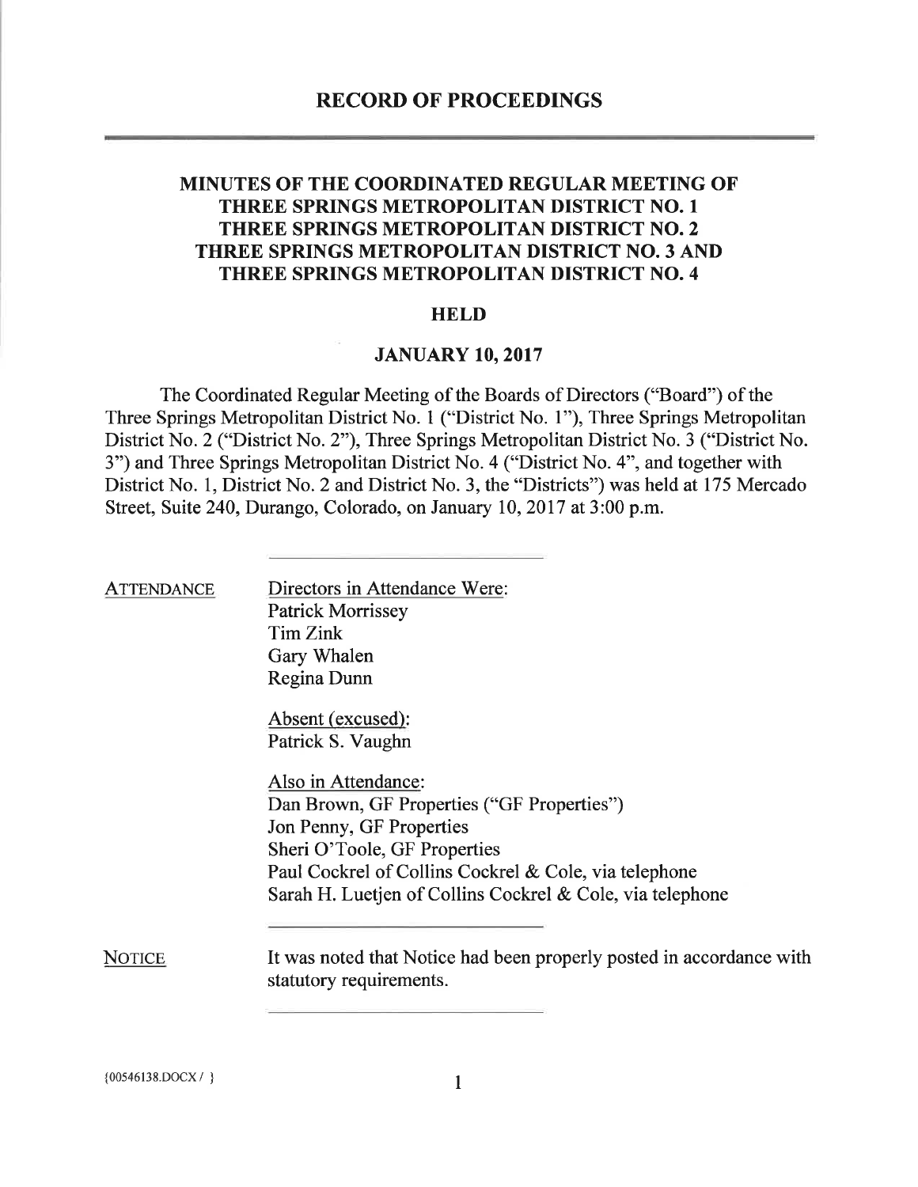# RECORD OF PROCEEDINGS

## MINUTES OF THE COORDINATED REGULAR MEETING OF THREE SPRINGS METROPOLITAN DISTRICT NO. 1 THREE SPRINGS METROPOLITAN DISTRICT NO. 2 THREE SPRINGS METROPOLITAN DISTRICT NO. 3 AND THREE SPRINGS METROPOLITAN DISTRICT NO. 4

### HELD

### JANUARY 10, 2017

The Coordinated Regular Meeting of the Boards of Directors ("Board") of the Three Springs Metropolitan District No. 1 ("District No. 1"), Three Springs Metropolitan District No. 2 ("District No. 2"), Three Springs Metropolitan District No. 3 ("District No. 3") and Three Springs Metropolitan District No. 4 ("District No. 4", and together with District No. 1, District No. 2 and District No. 3, the "Districts") was held at 175 Mercado Street, Suite 240, Durango, Colorado, on January 10, 2017 at 3:00 p.m.

---

**ATTENDANCE**

Directors in Attendance Were:
Patrick Morrissey
Tim Zink
Gary Whalen
Regina Dunn

Absent (excused):
Patrick S. Vaughn

Also in Attendance:
Dan Brown, GF Properties ("GF Properties")
Jon Penny, GF Properties
Sheri O'Toole, GF Properties
Paul Cockrel of Collins Cockrel & Cole, via telephone
Sarah H. Luetjen of Collins Cockrel & Cole, via telephone

---

**NOTICE**

It was noted that Notice had been properly posted in accordance with statutory requirements.

---

{00546138.DOCX / }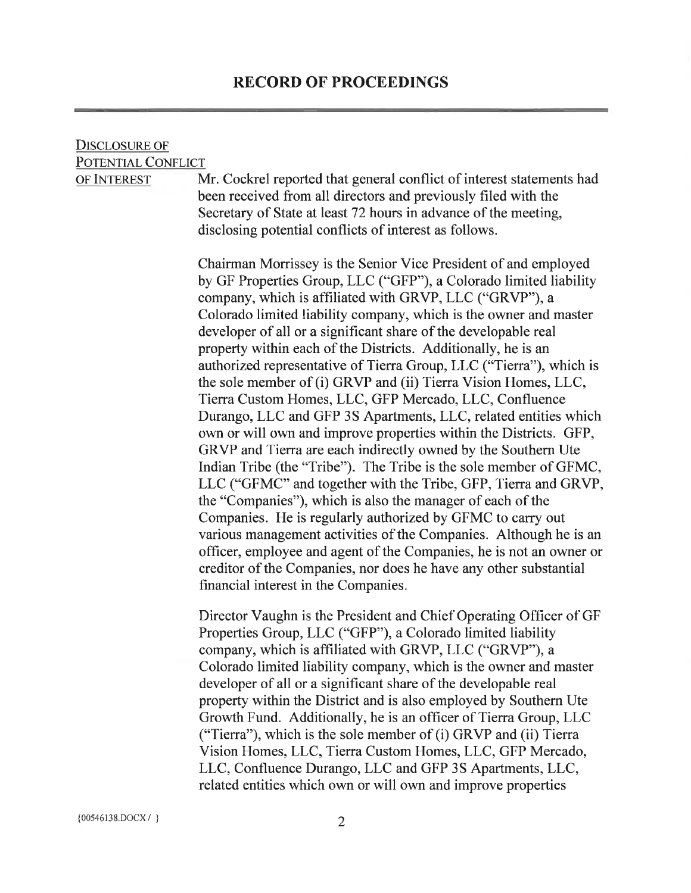## RECORD OF PROCEEDINGS

DISCLOSURE OF POTENTIAL CONFLICT OF INTEREST

Mr. Cockrel reported that general conflict of interest statements had been received from all directors and previously filed with the Secretary of State at least 72 hours in advance of the meeting, disclosing potential conflicts of interest as follows.

Chairman Morrissey is the Senior Vice President of and employed by GF Properties Group, LLC ("GFP"), a Colorado limited liability company, which is affiliated with GRVP, LLC ("GRVP"), a Colorado limited liability company, which is the owner and master developer of all or a significant share of the developable real property within each of the Districts. Additionally, he is an authorized representative of Tierra Group, LLC ("Tierra"), which is the sole member of (i) GRVP and (ii) Tierra Vision Homes, LLC, Tierra Custom Homes, LLC, GFP Mercado, LLC, Confluence Durango, LLC and GFP 3S Apartments, LLC, related entities which own or will own and improve properties within the Districts. GFP, GRVP and Tierra are each indirectly owned by the Southern Ute Indian Tribe (the "Tribe"). The Tribe is the sole member of GFMC, LLC ("GFMC" and together with the Tribe, GFP, Tierra and GRVP, the "Companies"), which is also the manager of each of the Companies. He is regularly authorized by GFMC to carry out various management activities of the Companies. Although he is an officer, employee and agent of the Companies, he is not an owner or creditor of the Companies, nor does he have any other substantial financial interest in the Companies.

Director Vaughn is the President and Chief Operating Officer of GF Properties Group, LLC ("GFP"), a Colorado limited liability company, which is affiliated with GRVP, LLC ("GRVP"), a Colorado limited liability company, which is the owner and master developer of all or a significant share of the developable real property within the District and is also employed by Southern Ute Growth Fund. Additionally, he is an officer of Tierra Group, LLC ("Tierra"), which is the sole member of (i) GRVP and (ii) Tierra Vision Homes, LLC, Tierra Custom Homes, LLC, GFP Mercado, LLC, Confluence Durango, LLC and GFP 3S Apartments, LLC, related entities which own or will own and improve properties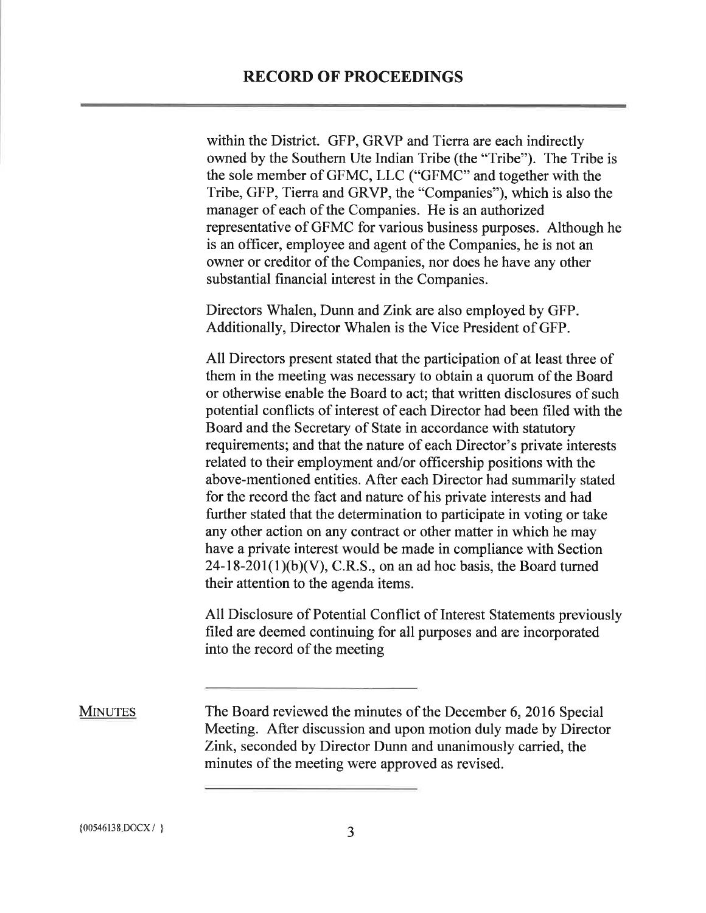within the District. GFP, GRVP and Tierra are each indirectly owned by the Southern Ute Indian Tribe (the "Tribe"). The Tribe is the sole member of GFMC, LLC ("GFMC" and together with the Tribe, GFP, Tierra and GRVP, the "Companies"), which is also the manager of each of the Companies. He is an authorized representative of GFMC for various business purposes. Although he is an officer, employee and agent of the Companies, he is not an owner or creditor of the Companies, nor does he have any other substantial financial interest in the Companies.

Directors Whalen, Dunn and Zink are also employed by GFP. Additionally, Director Whalen is the Vice President of GFP.

All Directors present stated that the participation of at least three of them in the meeting was necessary to obtain a quorum of the Board or otherwise enable the Board to act; that written disclosures of such potential conflicts of interest of each Director had been filed with the Board and the Secretary of State in accordance with statutory requirements; and that the nature of each Director's private interests related to their employment and/or officership positions with the above-mentioned entities. After each Director had summarily stated for the record the fact and nature of his private interests and had further stated that the determination to participate in voting or take any other action on any contract or other matter in which he may have a private interest would be made in compliance with Section 24-18-201(1)(b)(V), C.R.S., on an ad hoc basis, the Board turned their attention to the agenda items.

All Disclosure of Potential Conflict of Interest Statements previously filed are deemed continuing for all purposes and are incorporated into the record of the meeting

---

MINUTES

The Board reviewed the minutes of the December 6, 2016 Special Meeting. After discussion and upon motion duly made by Director Zink, seconded by Director Dunn and unanimously carried, the minutes of the meeting were approved as revised.

---

{00546138.DOCX / }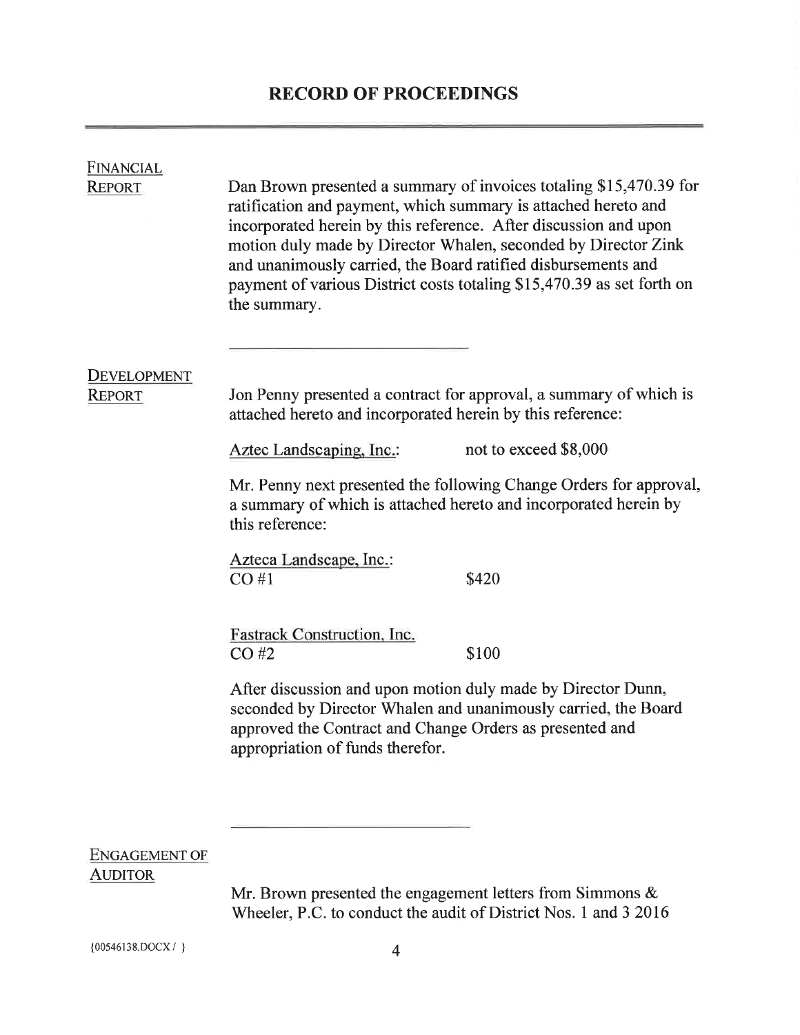# RECORD OF PROCEEDINGS

FINANCIAL REPORT

Dan Brown presented a summary of invoices totaling $15,470.39 for ratification and payment, which summary is attached hereto and incorporated herein by this reference. After discussion and upon motion duly made by Director Whalen, seconded by Director Zink and unanimously carried, the Board ratified disbursements and payment of various District costs totaling $15,470.39 as set forth on the summary.

---

DEVELOPMENT REPORT

Jon Penny presented a contract for approval, a summary of which is attached hereto and incorporated herein by this reference:

Aztec Landscaping, Inc.: not to exceed $8,000

Mr. Penny next presented the following Change Orders for approval, a summary of which is attached hereto and incorporated herein by this reference:

Azteca Landscape, Inc.:
CO #1 $420

Fastrack Construction, Inc.
CO #2 $100

After discussion and upon motion duly made by Director Dunn, seconded by Director Whalen and unanimously carried, the Board approved the Contract and Change Orders as presented and appropriation of funds therefor.

---

ENGAGEMENT OF AUDITOR

Mr. Brown presented the engagement letters from Simmons & Wheeler, P.C. to conduct the audit of District Nos. 1 and 3 2016

{00546138.DOCX / }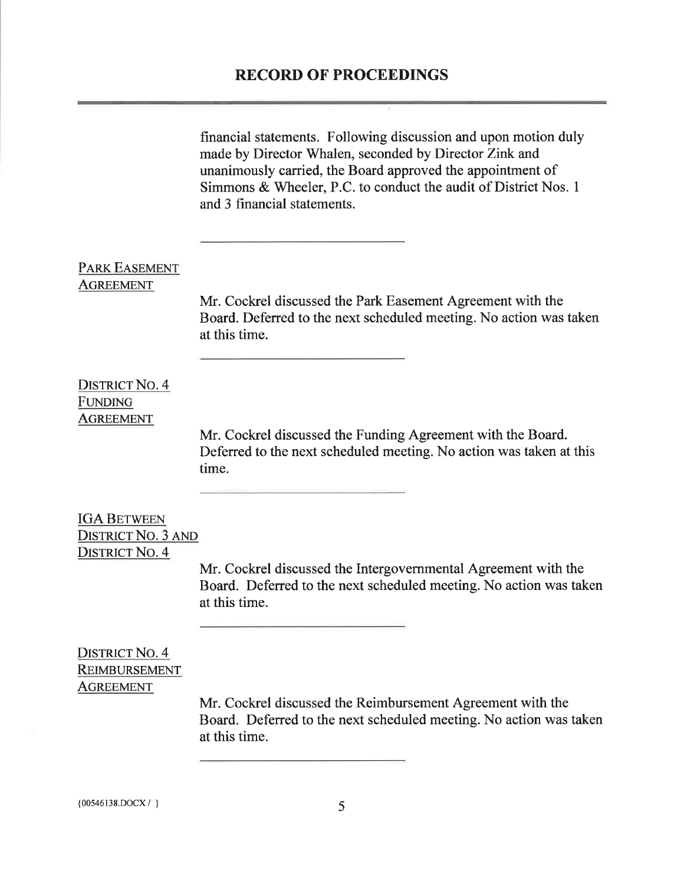financial statements. Following discussion and upon motion duly made by Director Whalen, seconded by Director Zink and unanimously carried, the Board approved the appointment of Simmons & Wheeler, P.C. to conduct the audit of District Nos. 1 and 3 financial statements.

---

**PARK EASEMENT AGREEMENT**

Mr. Cockrel discussed the Park Easement Agreement with the Board. Deferred to the next scheduled meeting. No action was taken at this time.

---

**DISTRICT NO. 4 FUNDING AGREEMENT**

Mr. Cockrel discussed the Funding Agreement with the Board. Deferred to the next scheduled meeting. No action was taken at this time.

---

**IGA BETWEEN DISTRICT NO. 3 AND DISTRICT NO. 4**

Mr. Cockrel discussed the Intergovernmental Agreement with the Board. Deferred to the next scheduled meeting. No action was taken at this time.

---

**DISTRICT NO. 4 REIMBURSEMENT AGREEMENT**

Mr. Cockrel discussed the Reimbursement Agreement with the Board. Deferred to the next scheduled meeting. No action was taken at this time.

---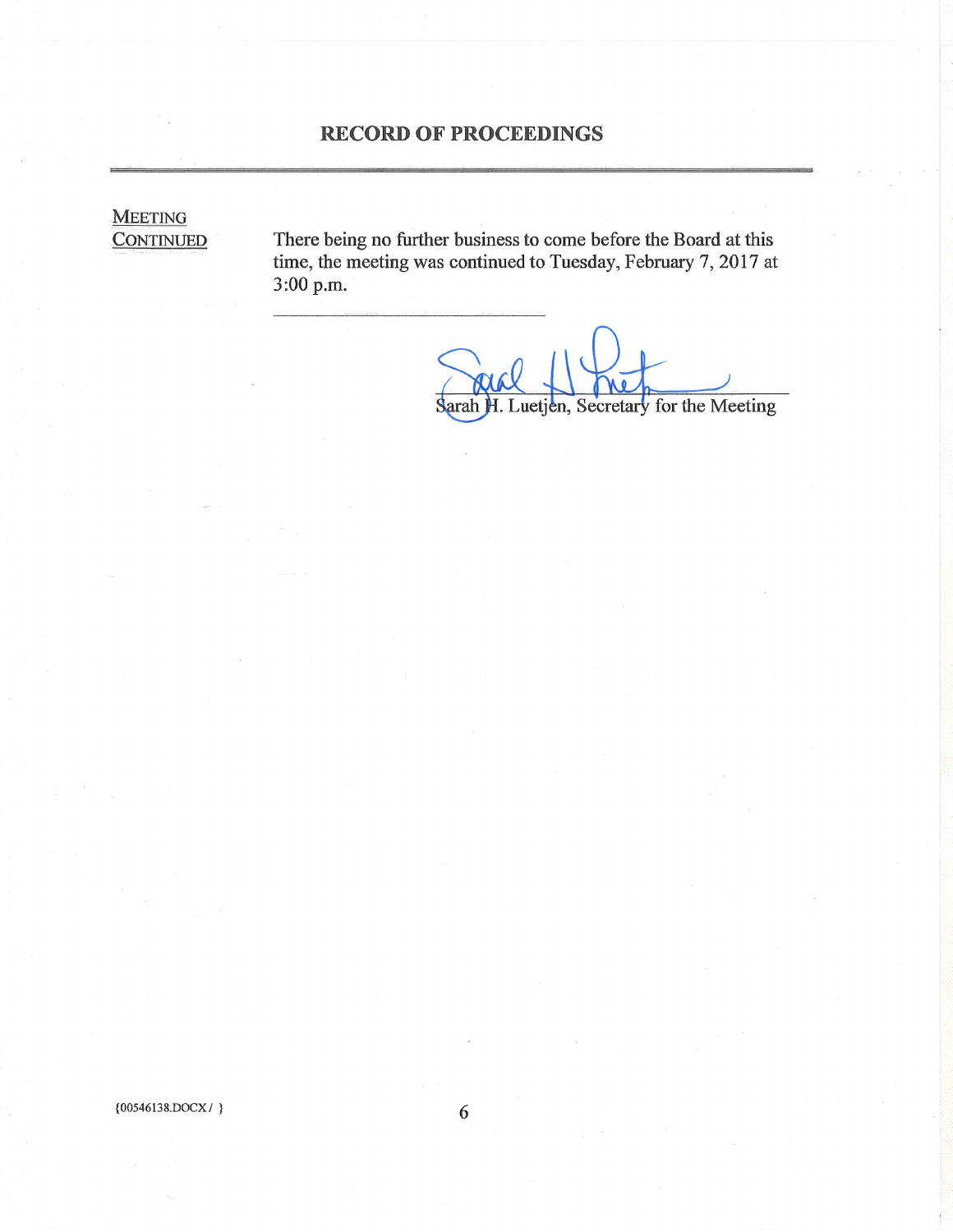# RECORD OF PROCEEDINGS

MEETING CONTINUED

There being no further business to come before the Board at this time, the meeting was continued to Tuesday, February 7, 2017 at 3:00 p.m.

Sarah H. Luetjen, Secretary for the Meeting

{00546138.DOCX / }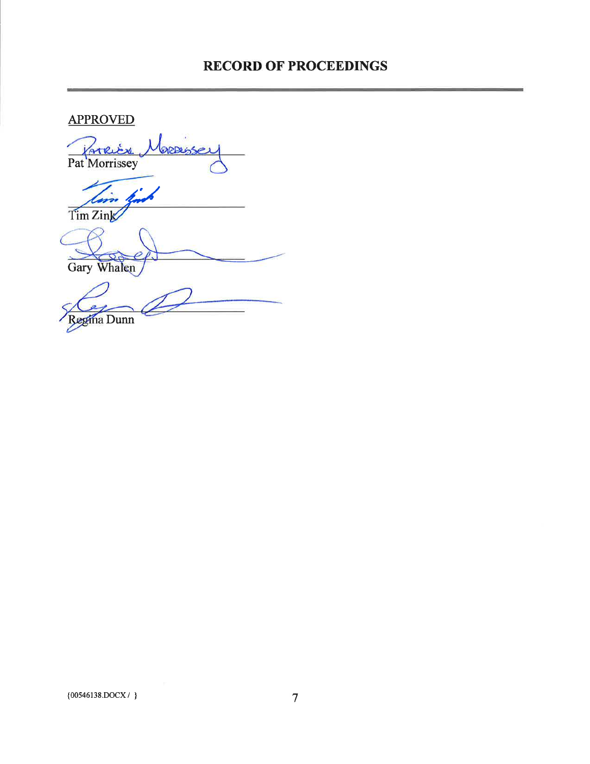# RECORD OF PROCEEDINGS

APPROVED

Pat Morrissey

Tim Zink

Gary Whalen

Regina Dunn

{00546138.DOCX / }